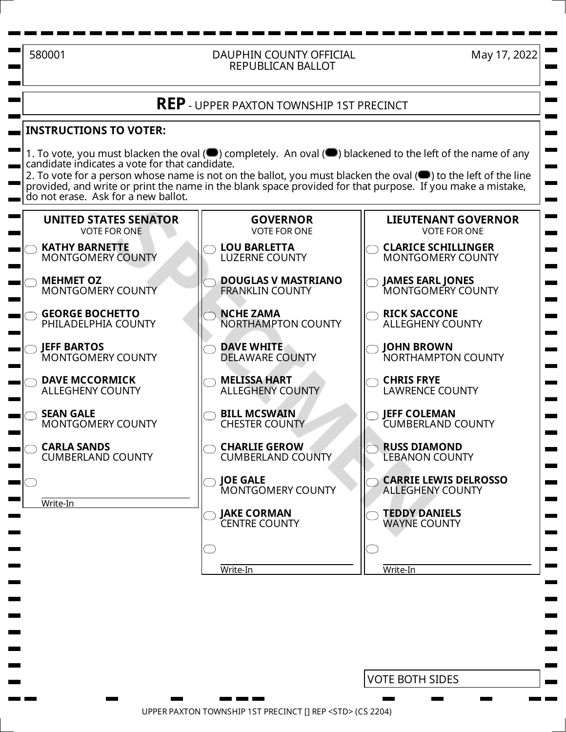580001

DAUPHIN COUNTY OFFICIAL
REPUBLICAN BALLOT

May 17, 2022

# REP - UPPER PAXTON TOWNSHIP 1ST PRECINCT

**INSTRUCTIONS TO VOTER:**

1. To vote, you must blacken the oval (⬬) completely. An oval (⬬) blackened to the left of the name of any candidate indicates a vote for that candidate.
2. To vote for a person whose name is not on the ballot, you must blacken the oval (⬬) to the left of the line provided, and write or print the name in the blank space provided for that purpose. If you make a mistake, do not erase. Ask for a new ballot.

## UNITED STATES SENATOR
VOTE FOR ONE

- **KATHY BARNETTE** MONTGOMERY COUNTY
- **MEHMET OZ** MONTGOMERY COUNTY
- **GEORGE BOCHETTO** PHILADELPHIA COUNTY
- **JEFF BARTOS** MONTGOMERY COUNTY
- **DAVE MCCORMICK** ALLEGHENY COUNTY
- **SEAN GALE** MONTGOMERY COUNTY
- **CARLA SANDS** CUMBERLAND COUNTY
- Write-In

## GOVERNOR
VOTE FOR ONE

- **LOU BARLETTA** LUZERNE COUNTY
- **DOUGLAS V MASTRIANO** FRANKLIN COUNTY
- **NCHE ZAMA** NORTHAMPTON COUNTY
- **DAVE WHITE** DELAWARE COUNTY
- **MELISSA HART** ALLEGHENY COUNTY
- **BILL MCSWAIN** CHESTER COUNTY
- **CHARLIE GEROW** CUMBERLAND COUNTY
- **JOE GALE** MONTGOMERY COUNTY
- **JAKE CORMAN** CENTRE COUNTY
- Write-In

## LIEUTENANT GOVERNOR
VOTE FOR ONE

- **CLARICE SCHILLINGER** MONTGOMERY COUNTY
- **JAMES EARL JONES** MONTGOMERY COUNTY
- **RICK SACCONE** ALLEGHENY COUNTY
- **JOHN BROWN** NORTHAMPTON COUNTY
- **CHRIS FRYE** LAWRENCE COUNTY
- **JEFF COLEMAN** CUMBERLAND COUNTY
- **RUSS DIAMOND** LEBANON COUNTY
- **CARRIE LEWIS DELROSSO** ALLEGHENY COUNTY
- **TEDDY DANIELS** WAYNE COUNTY
- Write-In

VOTE BOTH SIDES

UPPER PAXTON TOWNSHIP 1ST PRECINCT [] REP <STD> (CS 2204)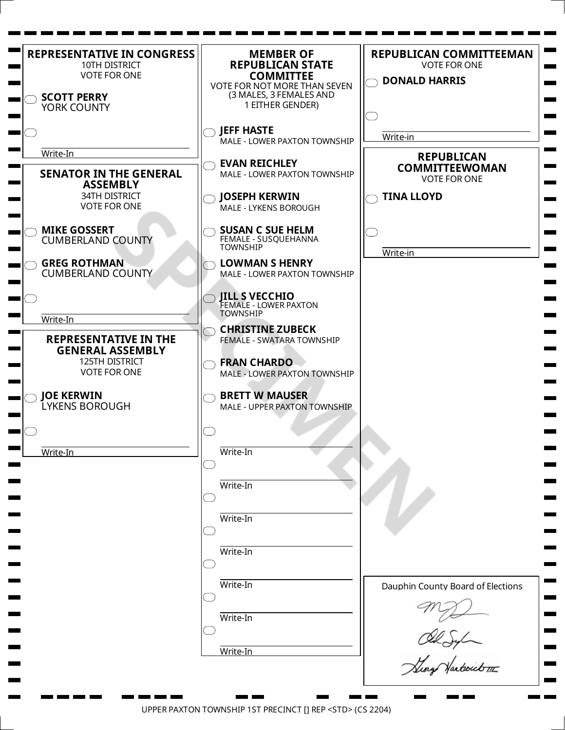## REPRESENTATIVE IN CONGRESS

10TH DISTRICT
VOTE FOR ONE

- **SCOTT PERRY**
  YORK COUNTY
- Write-In

## SENATOR IN THE GENERAL ASSEMBLY

34TH DISTRICT
VOTE FOR ONE

- **MIKE GOSSERT**
  CUMBERLAND COUNTY
- **GREG ROTHMAN**
  CUMBERLAND COUNTY
- Write-In

## REPRESENTATIVE IN THE GENERAL ASSEMBLY

125TH DISTRICT
VOTE FOR ONE

- **JOE KERWIN**
  LYKENS BOROUGH
- Write-In

## MEMBER OF REPUBLICAN STATE COMMITTEE

VOTE FOR NOT MORE THAN SEVEN
(3 MALES, 3 FEMALES AND
1 EITHER GENDER)

- **JEFF HASTE**
  MALE - LOWER PAXTON TOWNSHIP
- **EVAN REICHLEY**
  MALE - LOWER PAXTON TOWNSHIP
- **JOSEPH KERWIN**
  MALE - LYKENS BOROUGH
- **SUSAN C SUE HELM**
  FEMALE - SUSQUEHANNA TOWNSHIP
- **LOWMAN S HENRY**
  MALE - LOWER PAXTON TOWNSHIP
- **JILL S VECCHIO**
  FEMALE - LOWER PAXTON TOWNSHIP
- **CHRISTINE ZUBECK**
  FEMALE - SWATARA TOWNSHIP
- **FRAN CHARDO**
  MALE - LOWER PAXTON TOWNSHIP
- **BRETT W MAUSER**
  MALE - UPPER PAXTON TOWNSHIP
- Write-In
- Write-In
- Write-In
- Write-In
- Write-In
- Write-In
- Write-In

## REPUBLICAN COMMITTEEMAN

VOTE FOR ONE

- **DONALD HARRIS**
- Write-in

## REPUBLICAN COMMITTEEWOMAN

VOTE FOR ONE

- **TINA LLOYD**
- Write-in

Dauphin County Board of Elections

SPECIMEN

UPPER PAXTON TOWNSHIP 1ST PRECINCT [] REP <STD> (CS 2204)